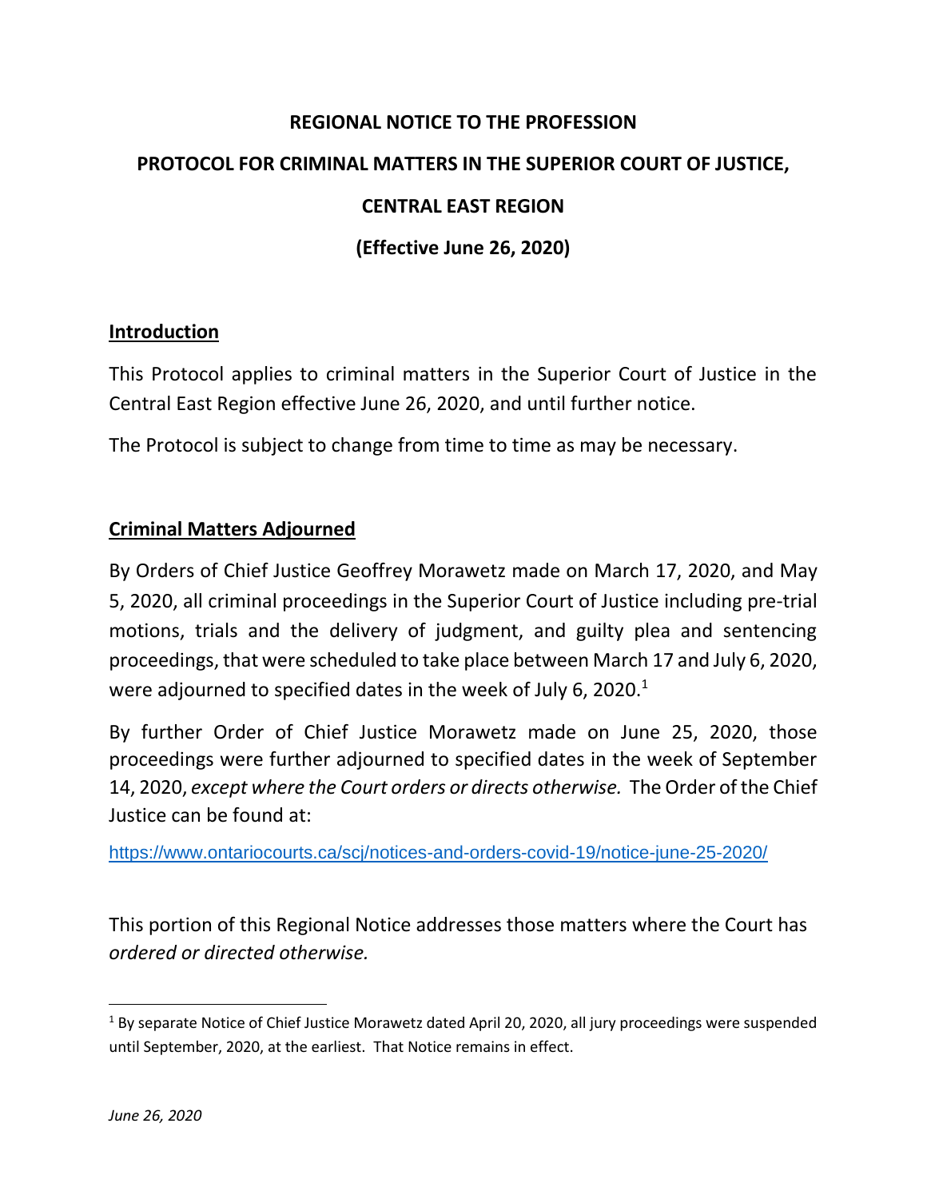# REGIONAL NOTICE TO THE PROFESSION

# PROTOCOL FOR CRIMINAL MATTERS IN THE SUPERIOR COURT OF JUSTICE, CENTRAL EAST REGION

# (Effective June 26, 2020)

## Introduction

This Protocol applies to criminal matters in the Superior Court of Justice in the Central East Region effective June 26, 2020, and until further notice.

The Protocol is subject to change from time to time as may be necessary.

## Criminal Matters Adjourned

By Orders of Chief Justice Geoffrey Morawetz made on March 17, 2020, and May 5, 2020, all criminal proceedings in the Superior Court of Justice including pre-trial motions, trials and the delivery of judgment, and guilty plea and sentencing proceedings, that were scheduled to take place between March 17 and July 6, 2020, were adjourned to specified dates in the week of July 6, 2020.[1]

By further Order of Chief Justice Morawetz made on June 25, 2020, those proceedings were further adjourned to specified dates in the week of September 14, 2020, *except where the Court orders or directs otherwise.* The Order of the Chief Justice can be found at:

https://www.ontariocourts.ca/scj/notices-and-orders-covid-19/notice-june-25-2020/

This portion of this Regional Notice addresses those matters where the Court has *ordered or directed otherwise.*

[1] By separate Notice of Chief Justice Morawetz dated April 20, 2020, all jury proceedings were suspended until September, 2020, at the earliest. That Notice remains in effect.

*June 26, 2020*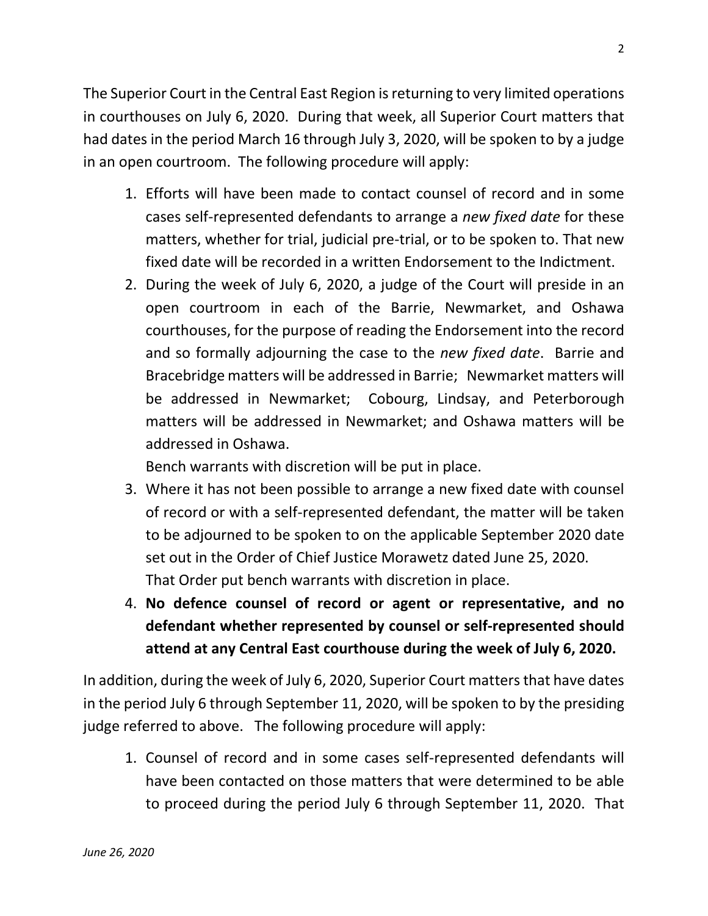The Superior Court in the Central East Region is returning to very limited operations in courthouses on July 6, 2020. During that week, all Superior Court matters that had dates in the period March 16 through July 3, 2020, will be spoken to by a judge in an open courtroom. The following procedure will apply:

1. Efforts will have been made to contact counsel of record and in some cases self-represented defendants to arrange a *new fixed date* for these matters, whether for trial, judicial pre-trial, or to be spoken to. That new fixed date will be recorded in a written Endorsement to the Indictment.
2. During the week of July 6, 2020, a judge of the Court will preside in an open courtroom in each of the Barrie, Newmarket, and Oshawa courthouses, for the purpose of reading the Endorsement into the record and so formally adjourning the case to the *new fixed date*. Barrie and Bracebridge matters will be addressed in Barrie; Newmarket matters will be addressed in Newmarket; Cobourg, Lindsay, and Peterborough matters will be addressed in Newmarket; and Oshawa matters will be addressed in Oshawa.
   Bench warrants with discretion will be put in place.
3. Where it has not been possible to arrange a new fixed date with counsel of record or with a self-represented defendant, the matter will be taken to be adjourned to be spoken to on the applicable September 2020 date set out in the Order of Chief Justice Morawetz dated June 25, 2020.
   That Order put bench warrants with discretion in place.
4. **No defence counsel of record or agent or representative, and no defendant whether represented by counsel or self-represented should attend at any Central East courthouse during the week of July 6, 2020.**

In addition, during the week of July 6, 2020, Superior Court matters that have dates in the period July 6 through September 11, 2020, will be spoken to by the presiding judge referred to above. The following procedure will apply:

1. Counsel of record and in some cases self-represented defendants will have been contacted on those matters that were determined to be able to proceed during the period July 6 through September 11, 2020. That

*June 26, 2020*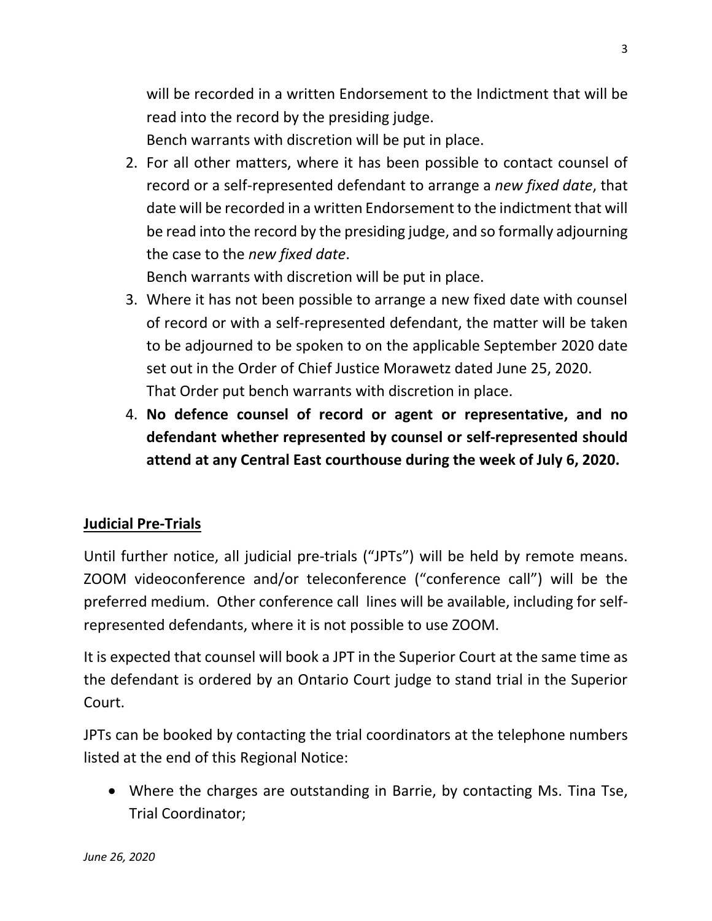will be recorded in a written Endorsement to the Indictment that will be read into the record by the presiding judge.
Bench warrants with discretion will be put in place.

2. For all other matters, where it has been possible to contact counsel of record or a self-represented defendant to arrange a *new fixed date*, that date will be recorded in a written Endorsement to the indictment that will be read into the record by the presiding judge, and so formally adjourning the case to the *new fixed date*.
   Bench warrants with discretion will be put in place.
3. Where it has not been possible to arrange a new fixed date with counsel of record or with a self-represented defendant, the matter will be taken to be adjourned to be spoken to on the applicable September 2020 date set out in the Order of Chief Justice Morawetz dated June 25, 2020.
   That Order put bench warrants with discretion in place.
4. **No defence counsel of record or agent or representative, and no defendant whether represented by counsel or self-represented should attend at any Central East courthouse during the week of July 6, 2020.**

## Judicial Pre-Trials

Until further notice, all judicial pre-trials ("JPTs") will be held by remote means. ZOOM videoconference and/or teleconference ("conference call") will be the preferred medium. Other conference call lines will be available, including for self-represented defendants, where it is not possible to use ZOOM.

It is expected that counsel will book a JPT in the Superior Court at the same time as the defendant is ordered by an Ontario Court judge to stand trial in the Superior Court.

JPTs can be booked by contacting the trial coordinators at the telephone numbers listed at the end of this Regional Notice:

- Where the charges are outstanding in Barrie, by contacting Ms. Tina Tse, Trial Coordinator;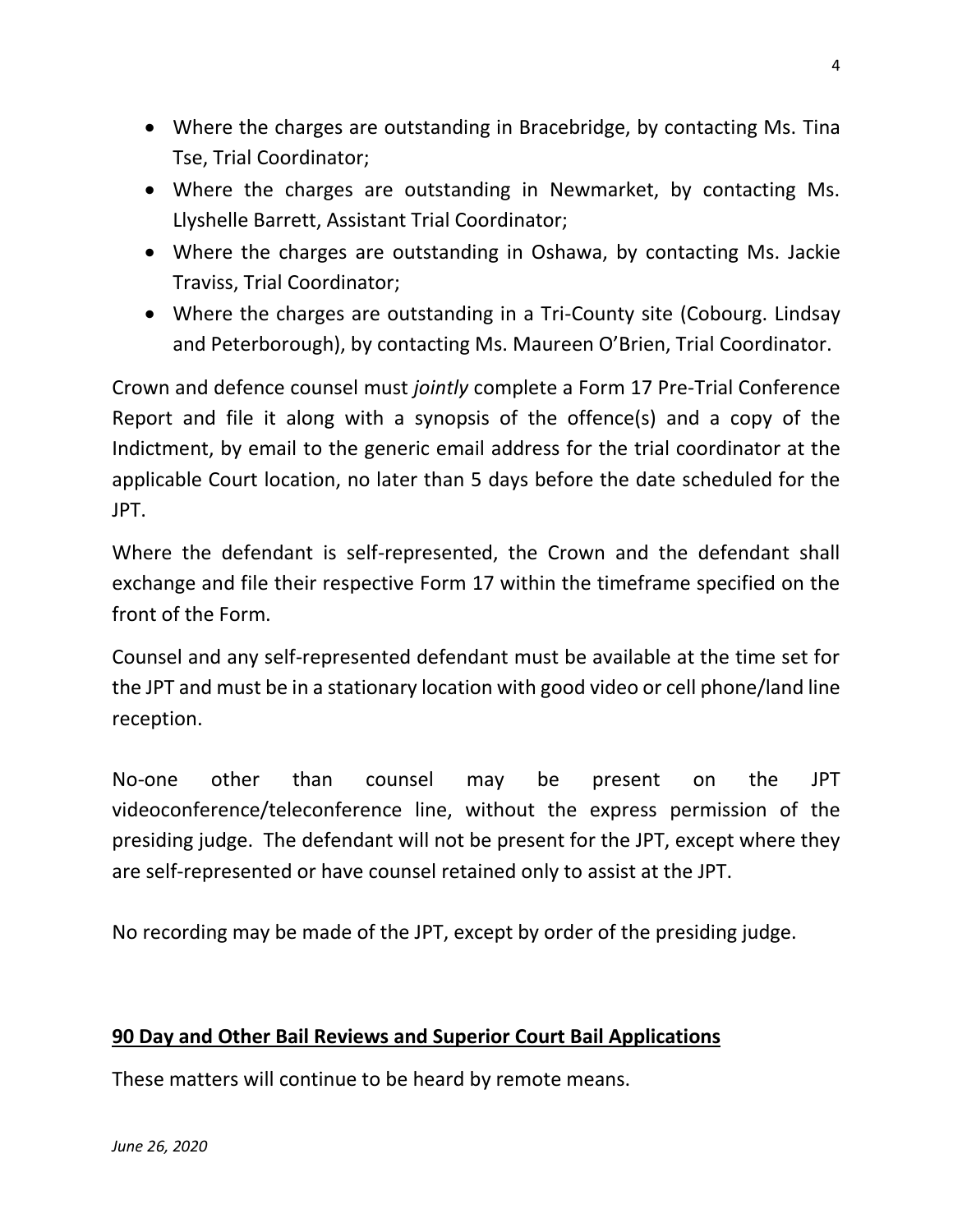- Where the charges are outstanding in Bracebridge, by contacting Ms. Tina Tse, Trial Coordinator;
- Where the charges are outstanding in Newmarket, by contacting Ms. Llyshelle Barrett, Assistant Trial Coordinator;
- Where the charges are outstanding in Oshawa, by contacting Ms. Jackie Traviss, Trial Coordinator;
- Where the charges are outstanding in a Tri-County site (Cobourg. Lindsay and Peterborough), by contacting Ms. Maureen O'Brien, Trial Coordinator.

Crown and defence counsel must *jointly* complete a Form 17 Pre-Trial Conference Report and file it along with a synopsis of the offence(s) and a copy of the Indictment, by email to the generic email address for the trial coordinator at the applicable Court location, no later than 5 days before the date scheduled for the JPT.

Where the defendant is self-represented, the Crown and the defendant shall exchange and file their respective Form 17 within the timeframe specified on the front of the Form.

Counsel and any self-represented defendant must be available at the time set for the JPT and must be in a stationary location with good video or cell phone/land line reception.

No-one other than counsel may be present on the JPT videoconference/teleconference line, without the express permission of the presiding judge. The defendant will not be present for the JPT, except where they are self-represented or have counsel retained only to assist at the JPT.

No recording may be made of the JPT, except by order of the presiding judge.

**90 Day and Other Bail Reviews and Superior Court Bail Applications**

These matters will continue to be heard by remote means.

*June 26, 2020*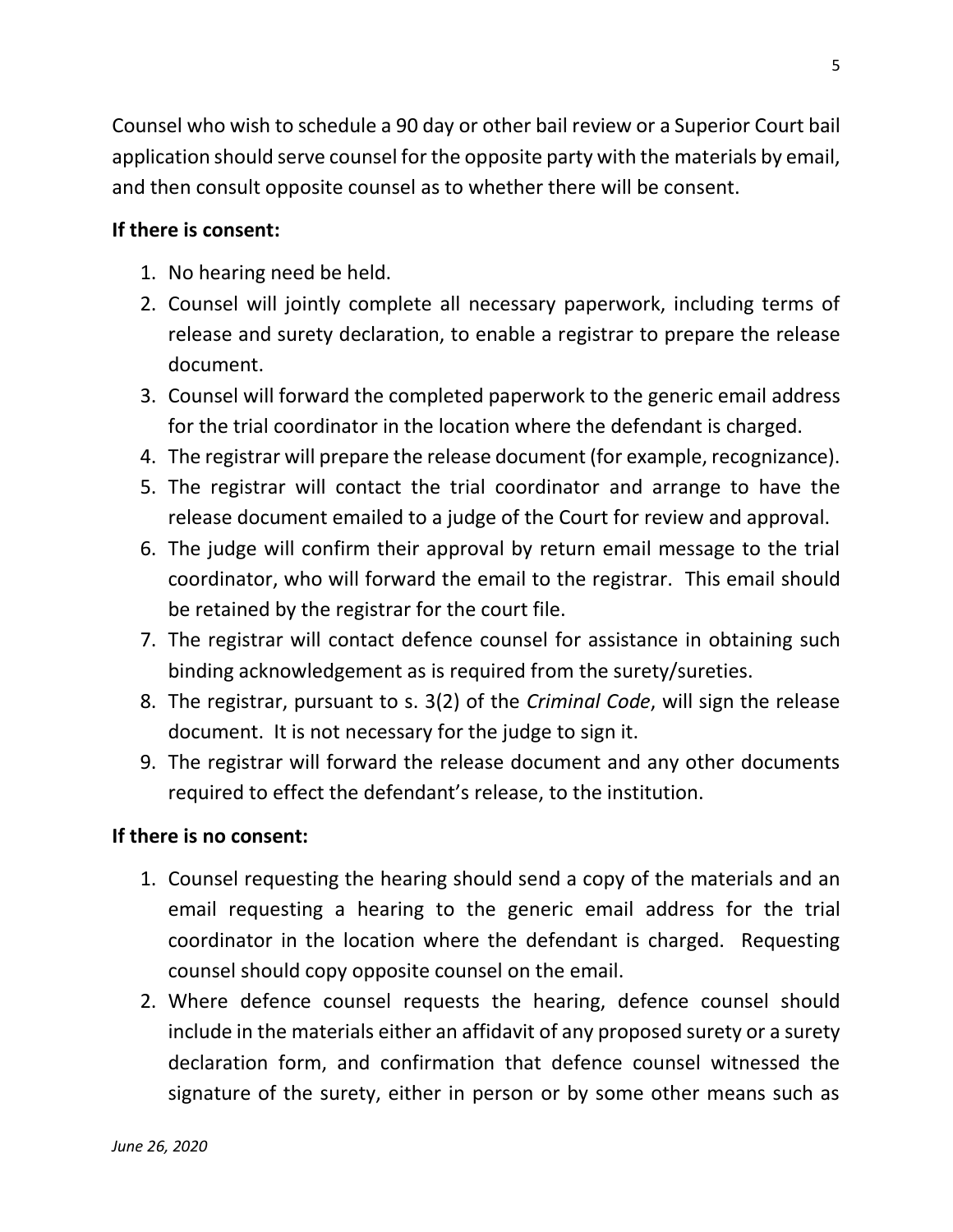Counsel who wish to schedule a 90 day or other bail review or a Superior Court bail application should serve counsel for the opposite party with the materials by email, and then consult opposite counsel as to whether there will be consent.

**If there is consent:**

1. No hearing need be held.
2. Counsel will jointly complete all necessary paperwork, including terms of release and surety declaration, to enable a registrar to prepare the release document.
3. Counsel will forward the completed paperwork to the generic email address for the trial coordinator in the location where the defendant is charged.
4. The registrar will prepare the release document (for example, recognizance).
5. The registrar will contact the trial coordinator and arrange to have the release document emailed to a judge of the Court for review and approval.
6. The judge will confirm their approval by return email message to the trial coordinator, who will forward the email to the registrar. This email should be retained by the registrar for the court file.
7. The registrar will contact defence counsel for assistance in obtaining such binding acknowledgement as is required from the surety/sureties.
8. The registrar, pursuant to s. 3(2) of the *Criminal Code*, will sign the release document. It is not necessary for the judge to sign it.
9. The registrar will forward the release document and any other documents required to effect the defendant's release, to the institution.

**If there is no consent:**

1. Counsel requesting the hearing should send a copy of the materials and an email requesting a hearing to the generic email address for the trial coordinator in the location where the defendant is charged. Requesting counsel should copy opposite counsel on the email.
2. Where defence counsel requests the hearing, defence counsel should include in the materials either an affidavit of any proposed surety or a surety declaration form, and confirmation that defence counsel witnessed the signature of the surety, either in person or by some other means such as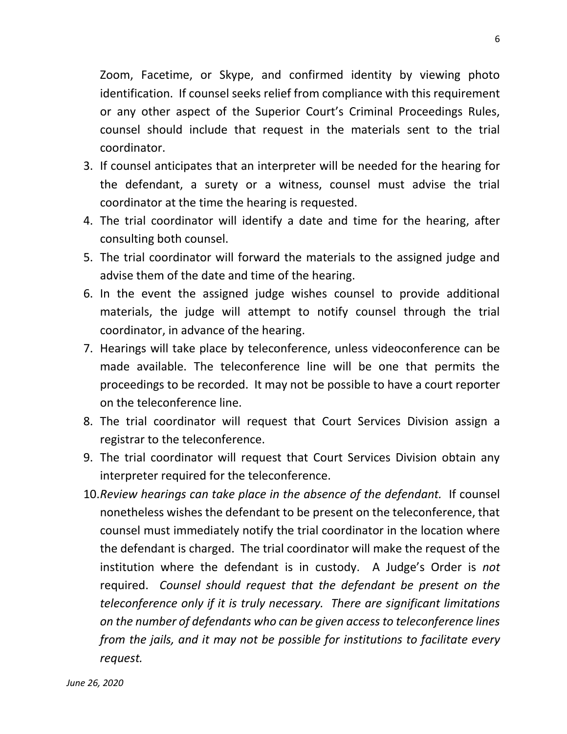Zoom, Facetime, or Skype, and confirmed identity by viewing photo identification. If counsel seeks relief from compliance with this requirement or any other aspect of the Superior Court's Criminal Proceedings Rules, counsel should include that request in the materials sent to the trial coordinator.

3. If counsel anticipates that an interpreter will be needed for the hearing for the defendant, a surety or a witness, counsel must advise the trial coordinator at the time the hearing is requested.
4. The trial coordinator will identify a date and time for the hearing, after consulting both counsel.
5. The trial coordinator will forward the materials to the assigned judge and advise them of the date and time of the hearing.
6. In the event the assigned judge wishes counsel to provide additional materials, the judge will attempt to notify counsel through the trial coordinator, in advance of the hearing.
7. Hearings will take place by teleconference, unless videoconference can be made available. The teleconference line will be one that permits the proceedings to be recorded. It may not be possible to have a court reporter on the teleconference line.
8. The trial coordinator will request that Court Services Division assign a registrar to the teleconference.
9. The trial coordinator will request that Court Services Division obtain any interpreter required for the teleconference.
10. *Review hearings can take place in the absence of the defendant.* If counsel nonetheless wishes the defendant to be present on the teleconference, that counsel must immediately notify the trial coordinator in the location where the defendant is charged. The trial coordinator will make the request of the institution where the defendant is in custody. A Judge's Order is *not* required. *Counsel should request that the defendant be present on the teleconference only if it is truly necessary. There are significant limitations on the number of defendants who can be given access to teleconference lines from the jails, and it may not be possible for institutions to facilitate every request.*

*June 26, 2020*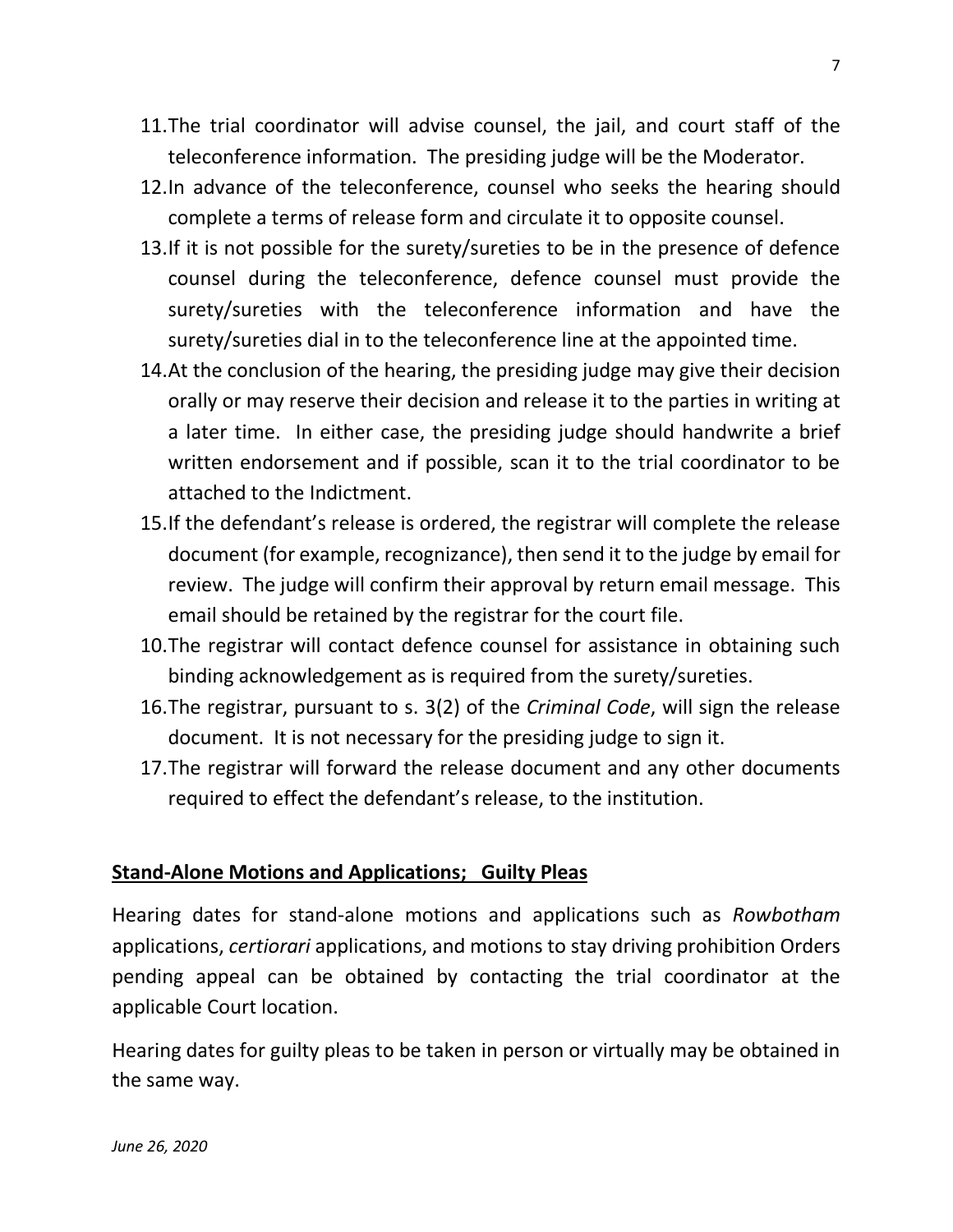11. The trial coordinator will advise counsel, the jail, and court staff of the teleconference information. The presiding judge will be the Moderator.
12. In advance of the teleconference, counsel who seeks the hearing should complete a terms of release form and circulate it to opposite counsel.
13. If it is not possible for the surety/sureties to be in the presence of defence counsel during the teleconference, defence counsel must provide the surety/sureties with the teleconference information and have the surety/sureties dial in to the teleconference line at the appointed time.
14. At the conclusion of the hearing, the presiding judge may give their decision orally or may reserve their decision and release it to the parties in writing at a later time. In either case, the presiding judge should handwrite a brief written endorsement and if possible, scan it to the trial coordinator to be attached to the Indictment.
15. If the defendant's release is ordered, the registrar will complete the release document (for example, recognizance), then send it to the judge by email for review. The judge will confirm their approval by return email message. This email should be retained by the registrar for the court file.
10. The registrar will contact defence counsel for assistance in obtaining such binding acknowledgement as is required from the surety/sureties.
16. The registrar, pursuant to s. 3(2) of the *Criminal Code*, will sign the release document. It is not necessary for the presiding judge to sign it.
17. The registrar will forward the release document and any other documents required to effect the defendant's release, to the institution.

**<u>Stand-Alone Motions and Applications; Guilty Pleas</u>**

Hearing dates for stand-alone motions and applications such as *Rowbotham* applications, *certiorari* applications, and motions to stay driving prohibition Orders pending appeal can be obtained by contacting the trial coordinator at the applicable Court location.

Hearing dates for guilty pleas to be taken in person or virtually may be obtained in the same way.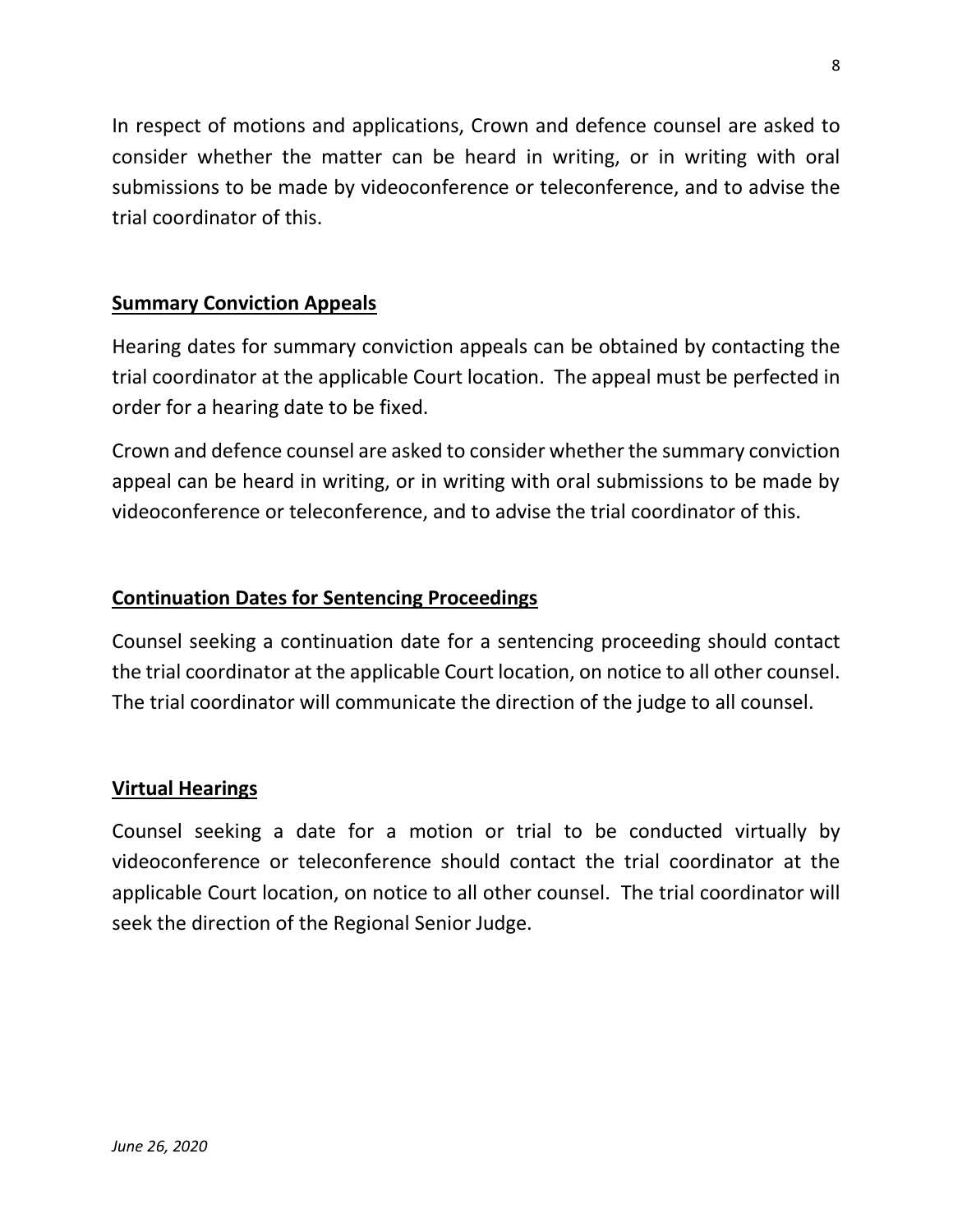In respect of motions and applications, Crown and defence counsel are asked to consider whether the matter can be heard in writing, or in writing with oral submissions to be made by videoconference or teleconference, and to advise the trial coordinator of this.

## Summary Conviction Appeals

Hearing dates for summary conviction appeals can be obtained by contacting the trial coordinator at the applicable Court location. The appeal must be perfected in order for a hearing date to be fixed.

Crown and defence counsel are asked to consider whether the summary conviction appeal can be heard in writing, or in writing with oral submissions to be made by videoconference or teleconference, and to advise the trial coordinator of this.

## Continuation Dates for Sentencing Proceedings

Counsel seeking a continuation date for a sentencing proceeding should contact the trial coordinator at the applicable Court location, on notice to all other counsel. The trial coordinator will communicate the direction of the judge to all counsel.

## Virtual Hearings

Counsel seeking a date for a motion or trial to be conducted virtually by videoconference or teleconference should contact the trial coordinator at the applicable Court location, on notice to all other counsel. The trial coordinator will seek the direction of the Regional Senior Judge.

*June 26, 2020*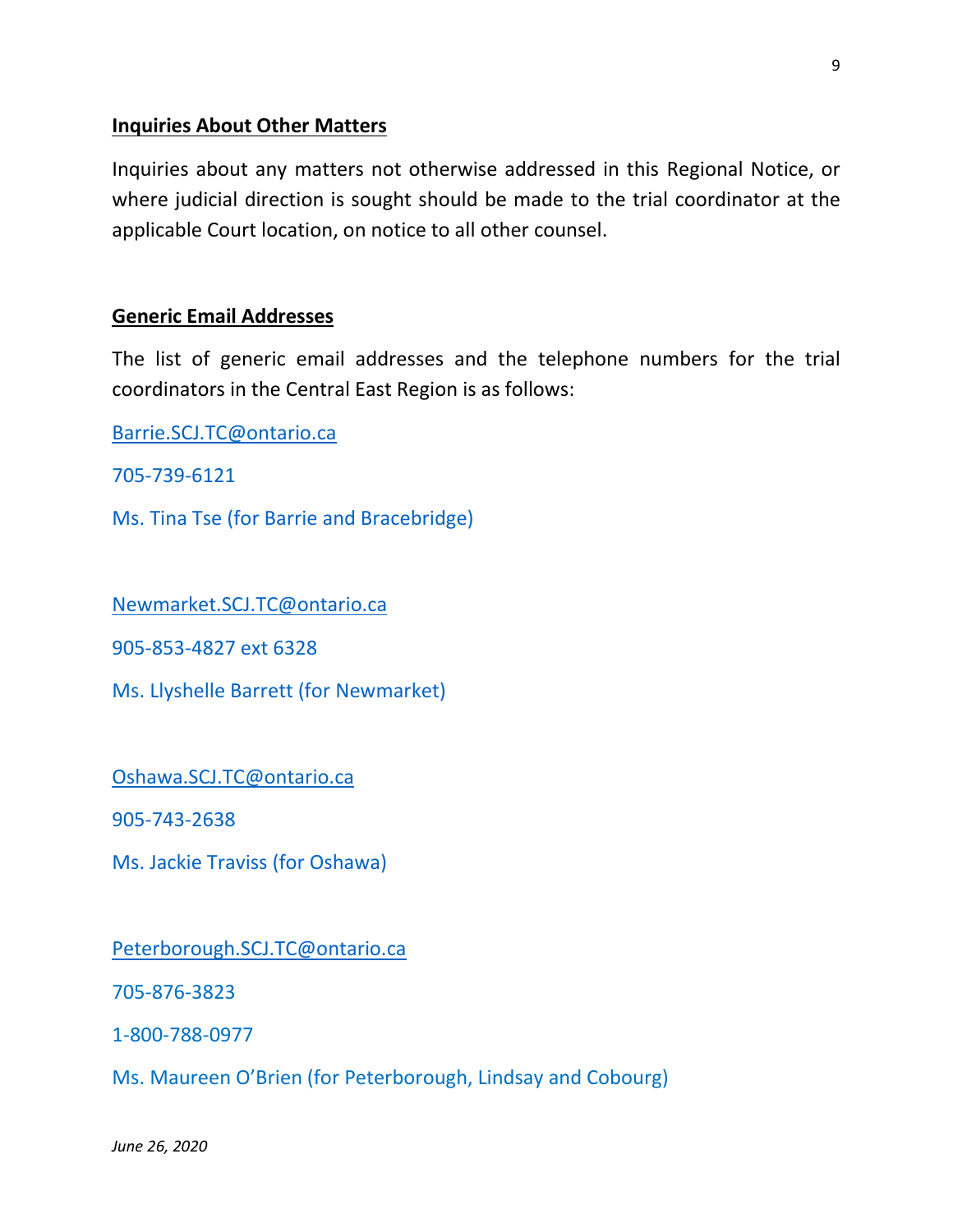**Inquiries About Other Matters**

Inquiries about any matters not otherwise addressed in this Regional Notice, or where judicial direction is sought should be made to the trial coordinator at the applicable Court location, on notice to all other counsel.

**Generic Email Addresses**

The list of generic email addresses and the telephone numbers for the trial coordinators in the Central East Region is as follows:

Barrie.SCJ.TC@ontario.ca

705-739-6121

Ms. Tina Tse (for Barrie and Bracebridge)

Newmarket.SCJ.TC@ontario.ca

905-853-4827 ext 6328

Ms. Llyshelle Barrett (for Newmarket)

Oshawa.SCJ.TC@ontario.ca

905-743-2638

Ms. Jackie Traviss (for Oshawa)

Peterborough.SCJ.TC@ontario.ca

705-876-3823

1-800-788-0977

Ms. Maureen O'Brien (for Peterborough, Lindsay and Cobourg)

*June 26, 2020*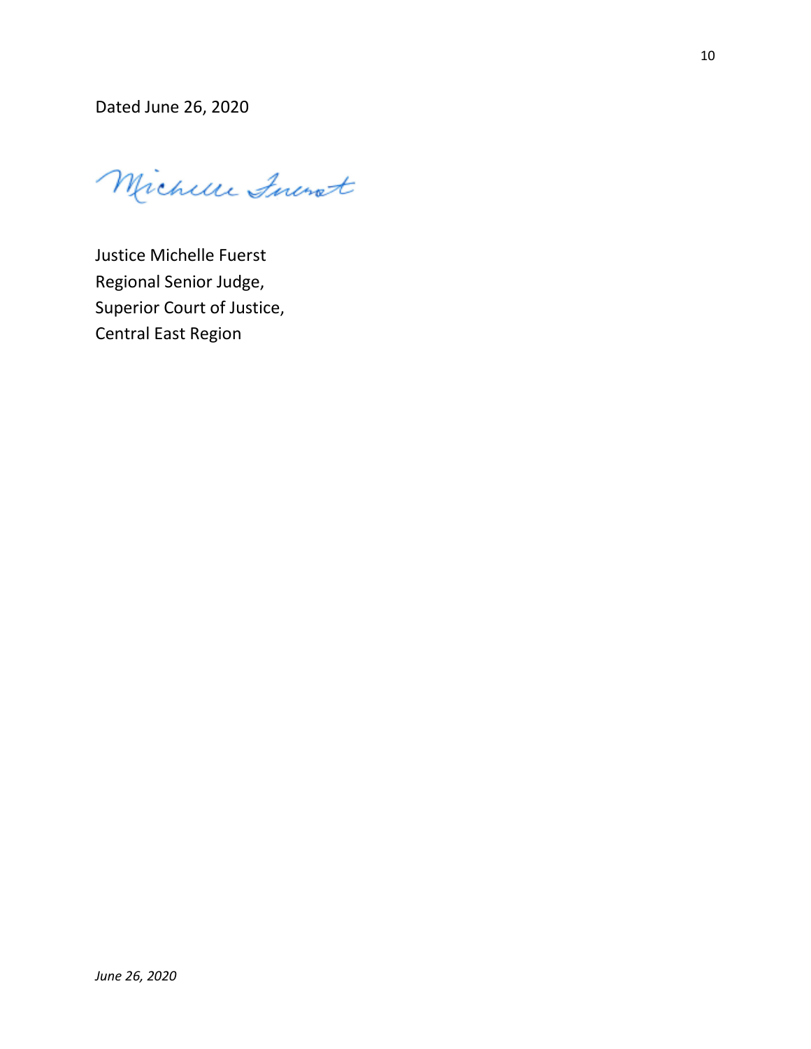Dated June 26, 2020

Michelle Fuerst

Justice Michelle Fuerst
Regional Senior Judge,
Superior Court of Justice,
Central East Region